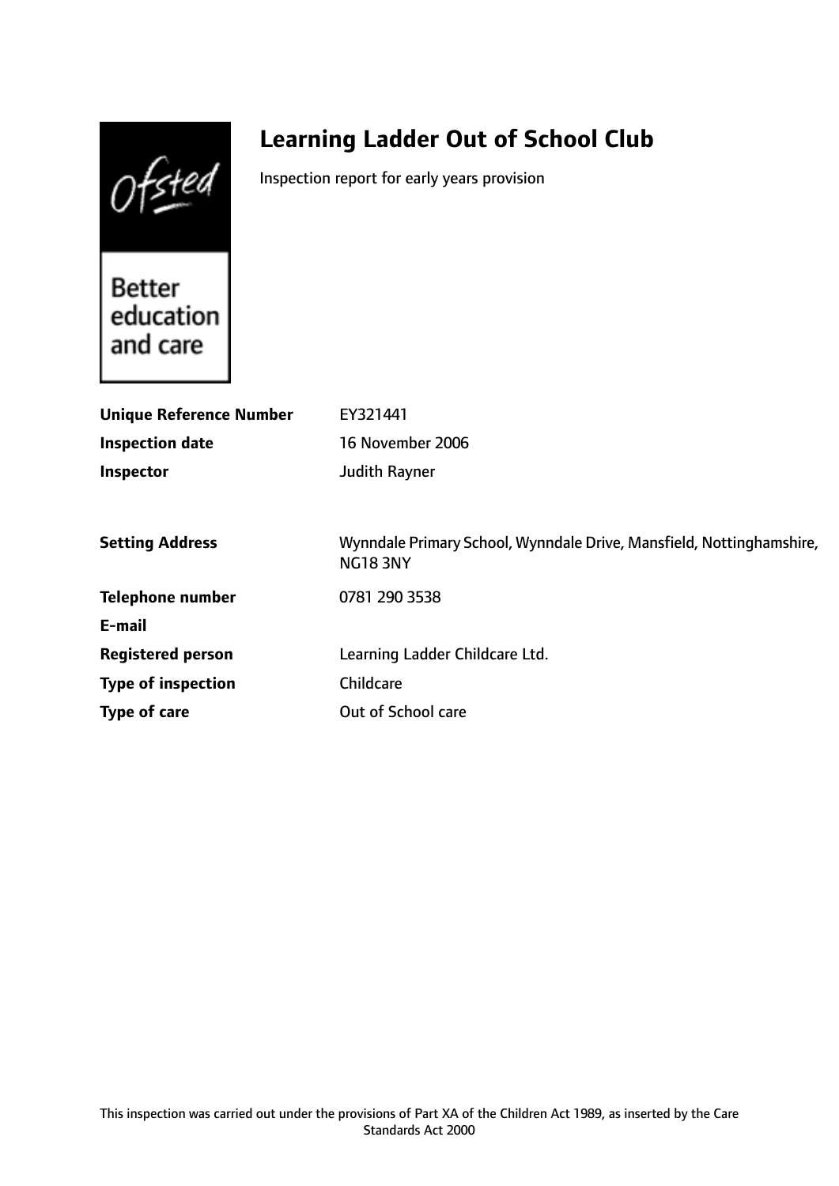# Learning Ladder Out of School Club

Inspection report for early years provision

| | |
|---|---|
| **Unique Reference Number** | EY321441 |
| **Inspection date** | 16 November 2006 |
| **Inspector** | Judith Rayner |
| **Setting Address** | Wynndale Primary School, Wynndale Drive, Mansfield, Nottinghamshire, NG18 3NY |
| **Telephone number** | 0781 290 3538 |
| **E-mail** | |
| **Registered person** | Learning Ladder Childcare Ltd. |
| **Type of inspection** | Childcare |
| **Type of care** | Out of School care |

This inspection was carried out under the provisions of Part XA of the Children Act 1989, as inserted by the Care Standards Act 2000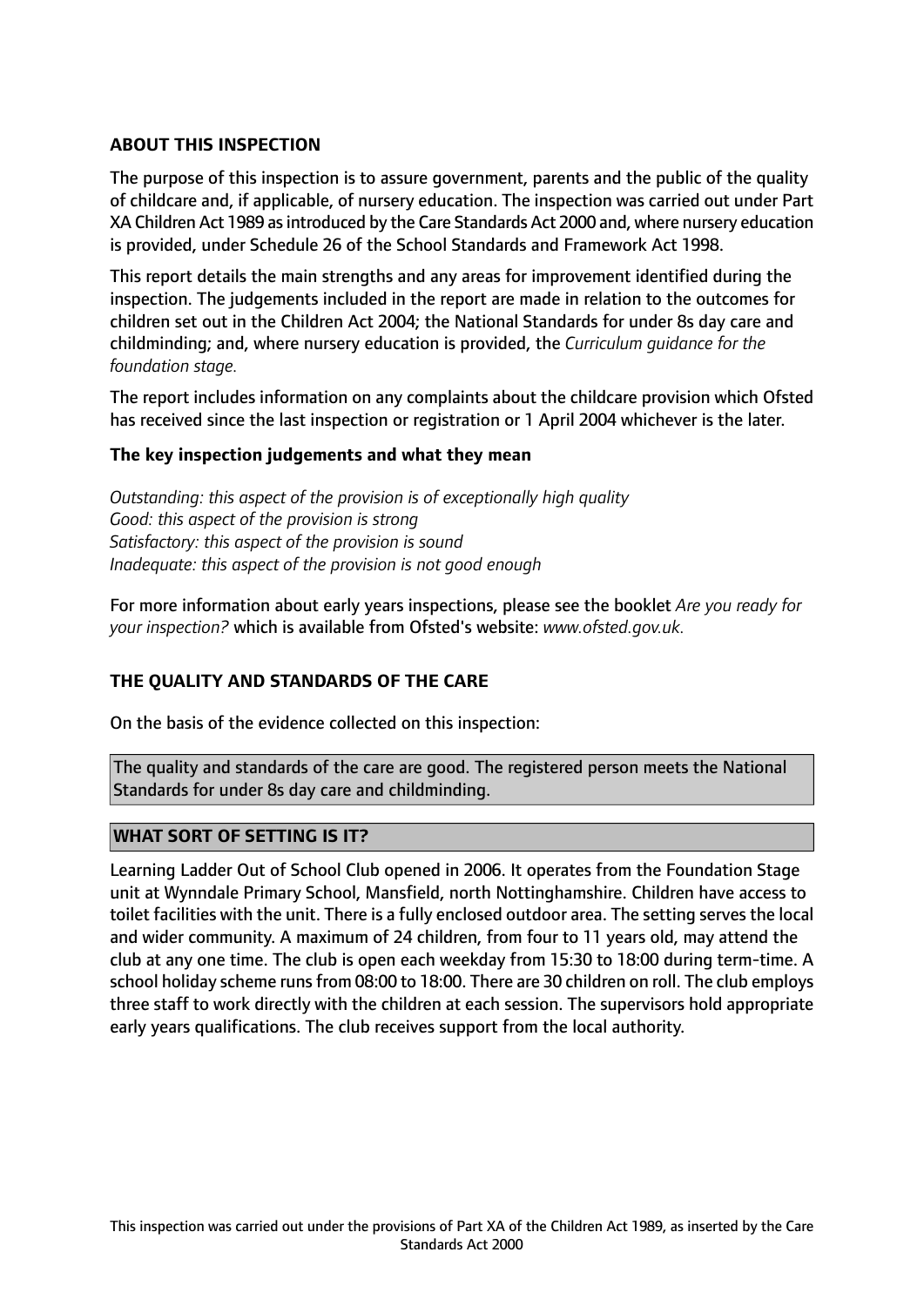## ABOUT THIS INSPECTION

The purpose of this inspection is to assure government, parents and the public of the quality of childcare and, if applicable, of nursery education. The inspection was carried out under Part XA Children Act 1989 as introduced by the Care Standards Act 2000 and, where nursery education is provided, under Schedule 26 of the School Standards and Framework Act 1998.

This report details the main strengths and any areas for improvement identified during the inspection. The judgements included in the report are made in relation to the outcomes for children set out in the Children Act 2004; the National Standards for under 8s day care and childminding; and, where nursery education is provided, the *Curriculum guidance for the foundation stage.*

The report includes information on any complaints about the childcare provision which Ofsted has received since the last inspection or registration or 1 April 2004 whichever is the later.

### The key inspection judgements and what they mean

*Outstanding: this aspect of the provision is of exceptionally high quality*
*Good: this aspect of the provision is strong*
*Satisfactory: this aspect of the provision is sound*
*Inadequate: this aspect of the provision is not good enough*

For more information about early years inspections, please see the booklet *Are you ready for your inspection?* which is available from Ofsted's website: *www.ofsted.gov.uk.*

## THE QUALITY AND STANDARDS OF THE CARE

On the basis of the evidence collected on this inspection:

The quality and standards of the care are good. The registered person meets the National Standards for under 8s day care and childminding.

## WHAT SORT OF SETTING IS IT?

Learning Ladder Out of School Club opened in 2006. It operates from the Foundation Stage unit at Wynndale Primary School, Mansfield, north Nottinghamshire. Children have access to toilet facilities with the unit. There is a fully enclosed outdoor area. The setting serves the local and wider community. A maximum of 24 children, from four to 11 years old, may attend the club at any one time. The club is open each weekday from 15:30 to 18:00 during term-time. A school holiday scheme runs from 08:00 to 18:00. There are 30 children on roll. The club employs three staff to work directly with the children at each session. The supervisors hold appropriate early years qualifications. The club receives support from the local authority.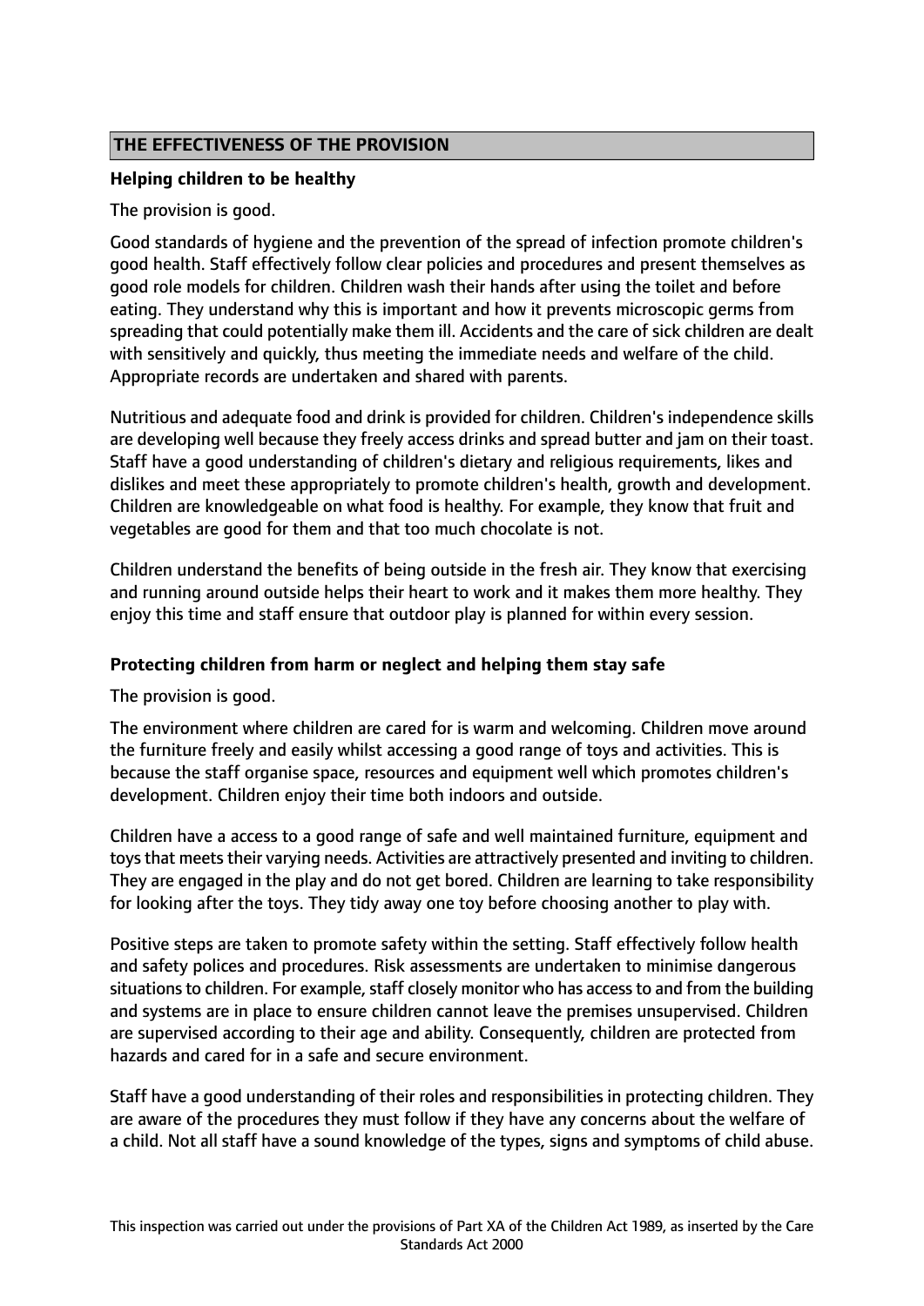## THE EFFECTIVENESS OF THE PROVISION

### Helping children to be healthy

The provision is good.

Good standards of hygiene and the prevention of the spread of infection promote children's good health. Staff effectively follow clear policies and procedures and present themselves as good role models for children. Children wash their hands after using the toilet and before eating. They understand why this is important and how it prevents microscopic germs from spreading that could potentially make them ill. Accidents and the care of sick children are dealt with sensitively and quickly, thus meeting the immediate needs and welfare of the child. Appropriate records are undertaken and shared with parents.

Nutritious and adequate food and drink is provided for children. Children's independence skills are developing well because they freely access drinks and spread butter and jam on their toast. Staff have a good understanding of children's dietary and religious requirements, likes and dislikes and meet these appropriately to promote children's health, growth and development. Children are knowledgeable on what food is healthy. For example, they know that fruit and vegetables are good for them and that too much chocolate is not.

Children understand the benefits of being outside in the fresh air. They know that exercising and running around outside helps their heart to work and it makes them more healthy. They enjoy this time and staff ensure that outdoor play is planned for within every session.

### Protecting children from harm or neglect and helping them stay safe

The provision is good.

The environment where children are cared for is warm and welcoming. Children move around the furniture freely and easily whilst accessing a good range of toys and activities. This is because the staff organise space, resources and equipment well which promotes children's development. Children enjoy their time both indoors and outside.

Children have a access to a good range of safe and well maintained furniture, equipment and toys that meets their varying needs. Activities are attractively presented and inviting to children. They are engaged in the play and do not get bored. Children are learning to take responsibility for looking after the toys. They tidy away one toy before choosing another to play with.

Positive steps are taken to promote safety within the setting. Staff effectively follow health and safety polices and procedures. Risk assessments are undertaken to minimise dangerous situations to children. For example, staff closely monitor who has access to and from the building and systems are in place to ensure children cannot leave the premises unsupervised. Children are supervised according to their age and ability. Consequently, children are protected from hazards and cared for in a safe and secure environment.

Staff have a good understanding of their roles and responsibilities in protecting children. They are aware of the procedures they must follow if they have any concerns about the welfare of a child. Not all staff have a sound knowledge of the types, signs and symptoms of child abuse.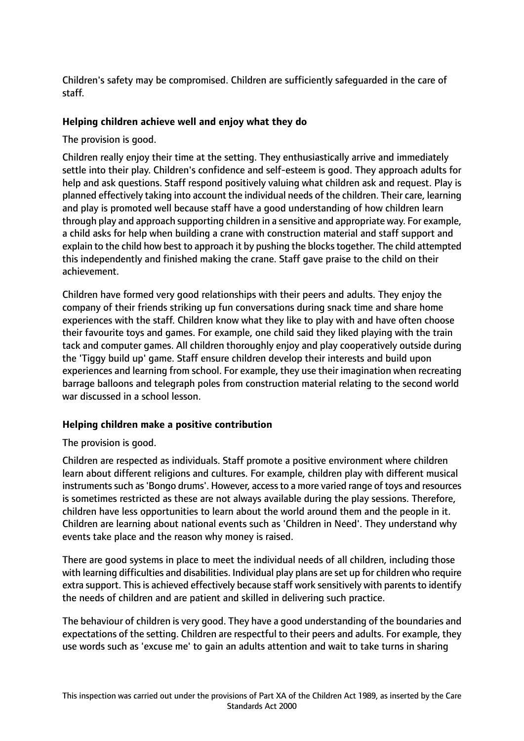Children's safety may be compromised. Children are sufficiently safeguarded in the care of staff.

### Helping children achieve well and enjoy what they do

The provision is good.

Children really enjoy their time at the setting. They enthusiastically arrive and immediately settle into their play. Children's confidence and self-esteem is good. They approach adults for help and ask questions. Staff respond positively valuing what children ask and request. Play is planned effectively taking into account the individual needs of the children. Their care, learning and play is promoted well because staff have a good understanding of how children learn through play and approach supporting children in a sensitive and appropriate way. For example, a child asks for help when building a crane with construction material and staff support and explain to the child how best to approach it by pushing the blocks together. The child attempted this independently and finished making the crane. Staff gave praise to the child on their achievement.

Children have formed very good relationships with their peers and adults. They enjoy the company of their friends striking up fun conversations during snack time and share home experiences with the staff. Children know what they like to play with and have often choose their favourite toys and games. For example, one child said they liked playing with the train tack and computer games. All children thoroughly enjoy and play cooperatively outside during the 'Tiggy build up' game. Staff ensure children develop their interests and build upon experiences and learning from school. For example, they use their imagination when recreating barrage balloons and telegraph poles from construction material relating to the second world war discussed in a school lesson.

### Helping children make a positive contribution

The provision is good.

Children are respected as individuals. Staff promote a positive environment where children learn about different religions and cultures. For example, children play with different musical instruments such as 'Bongo drums'. However, access to a more varied range of toys and resources is sometimes restricted as these are not always available during the play sessions. Therefore, children have less opportunities to learn about the world around them and the people in it. Children are learning about national events such as 'Children in Need'. They understand why events take place and the reason why money is raised.

There are good systems in place to meet the individual needs of all children, including those with learning difficulties and disabilities. Individual play plans are set up for children who require extra support. This is achieved effectively because staff work sensitively with parents to identify the needs of children and are patient and skilled in delivering such practice.

The behaviour of children is very good. They have a good understanding of the boundaries and expectations of the setting. Children are respectful to their peers and adults. For example, they use words such as 'excuse me' to gain an adults attention and wait to take turns in sharing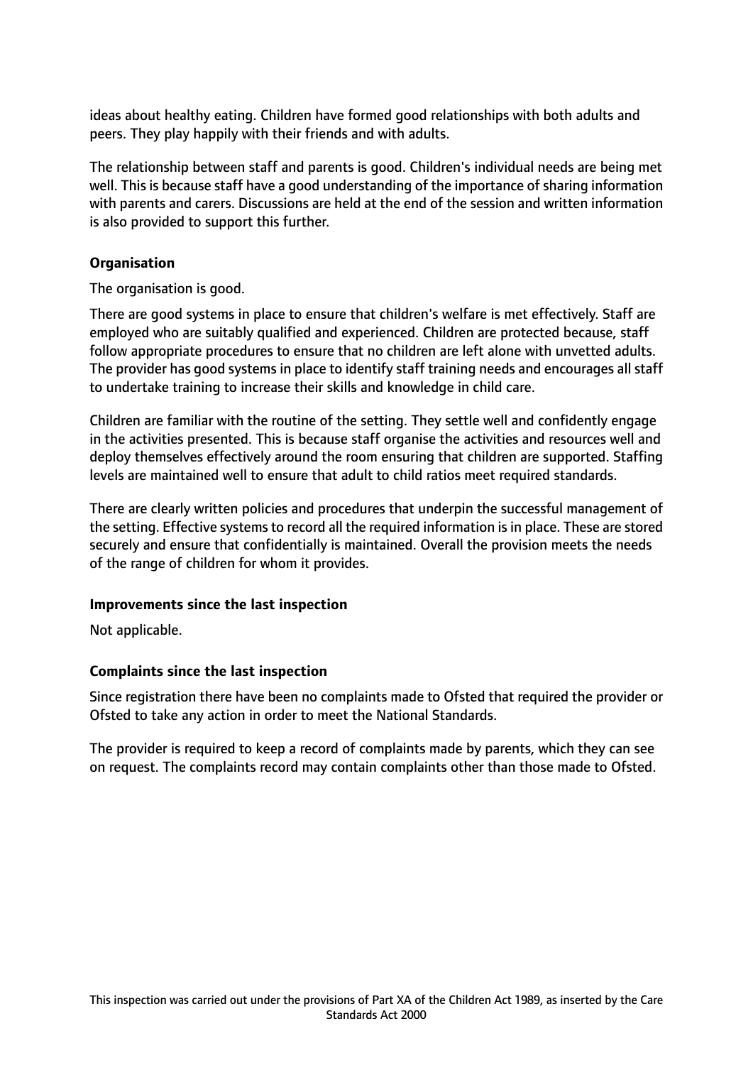ideas about healthy eating. Children have formed good relationships with both adults and peers. They play happily with their friends and with adults.

The relationship between staff and parents is good. Children's individual needs are being met well. This is because staff have a good understanding of the importance of sharing information with parents and carers. Discussions are held at the end of the session and written information is also provided to support this further.

**Organisation**

The organisation is good.

There are good systems in place to ensure that children's welfare is met effectively. Staff are employed who are suitably qualified and experienced. Children are protected because, staff follow appropriate procedures to ensure that no children are left alone with unvetted adults. The provider has good systems in place to identify staff training needs and encourages all staff to undertake training to increase their skills and knowledge in child care.

Children are familiar with the routine of the setting. They settle well and confidently engage in the activities presented. This is because staff organise the activities and resources well and deploy themselves effectively around the room ensuring that children are supported. Staffing levels are maintained well to ensure that adult to child ratios meet required standards.

There are clearly written policies and procedures that underpin the successful management of the setting. Effective systems to record all the required information is in place. These are stored securely and ensure that confidentially is maintained. Overall the provision meets the needs of the range of children for whom it provides.

**Improvements since the last inspection**

Not applicable.

**Complaints since the last inspection**

Since registration there have been no complaints made to Ofsted that required the provider or Ofsted to take any action in order to meet the National Standards.

The provider is required to keep a record of complaints made by parents, which they can see on request. The complaints record may contain complaints other than those made to Ofsted.

This inspection was carried out under the provisions of Part XA of the Children Act 1989, as inserted by the Care Standards Act 2000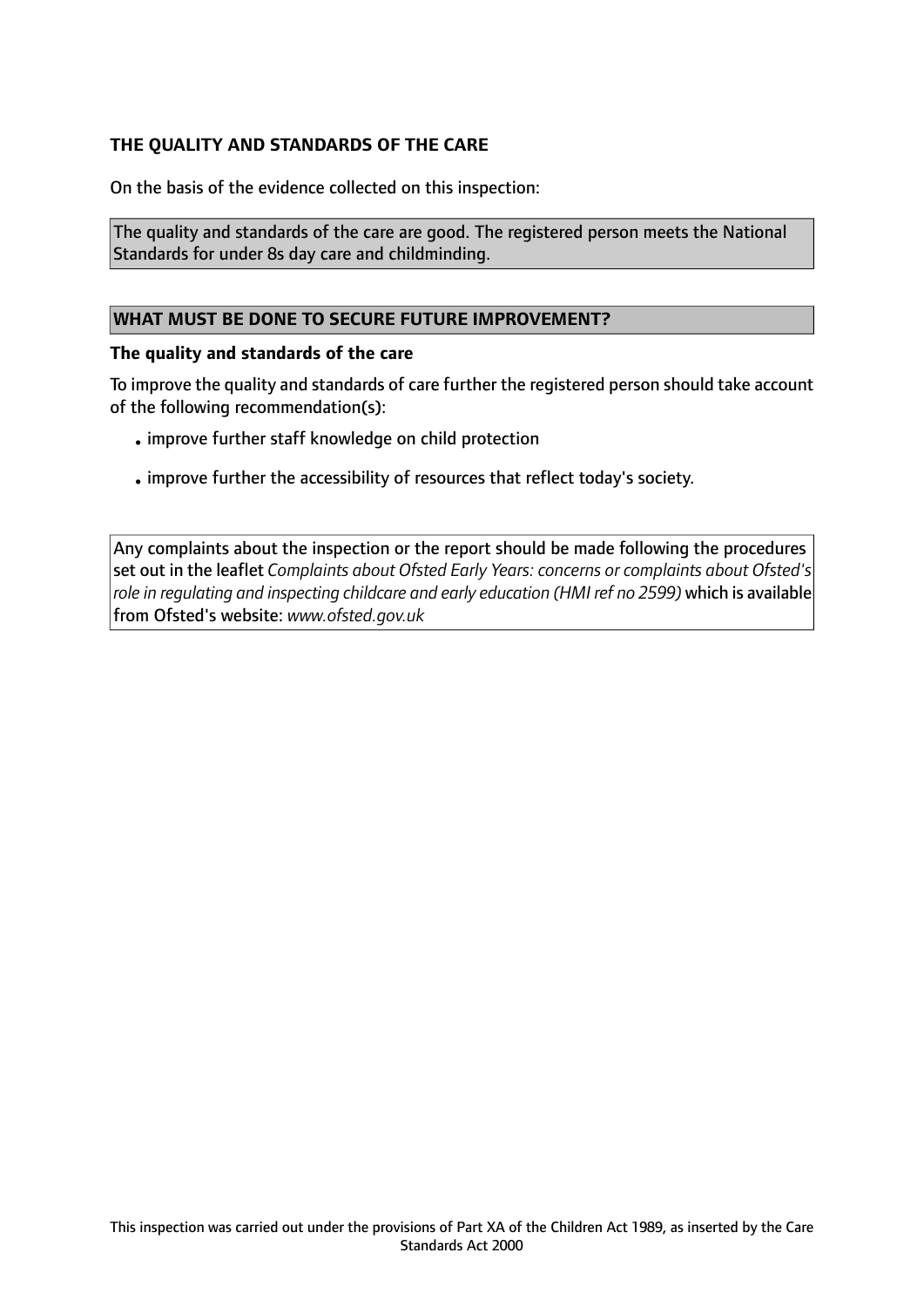## THE QUALITY AND STANDARDS OF THE CARE

On the basis of the evidence collected on this inspection:

The quality and standards of the care are good. The registered person meets the National Standards for under 8s day care and childminding.

## WHAT MUST BE DONE TO SECURE FUTURE IMPROVEMENT?

### The quality and standards of the care

To improve the quality and standards of care further the registered person should take account of the following recommendation(s):

- improve further staff knowledge on child protection
- improve further the accessibility of resources that reflect today's society.

Any complaints about the inspection or the report should be made following the procedures set out in the leaflet *Complaints about Ofsted Early Years: concerns or complaints about Ofsted's role in regulating and inspecting childcare and early education (HMI ref no 2599)* which is available from Ofsted's website: *www.ofsted.gov.uk*

This inspection was carried out under the provisions of Part XA of the Children Act 1989, as inserted by the Care Standards Act 2000